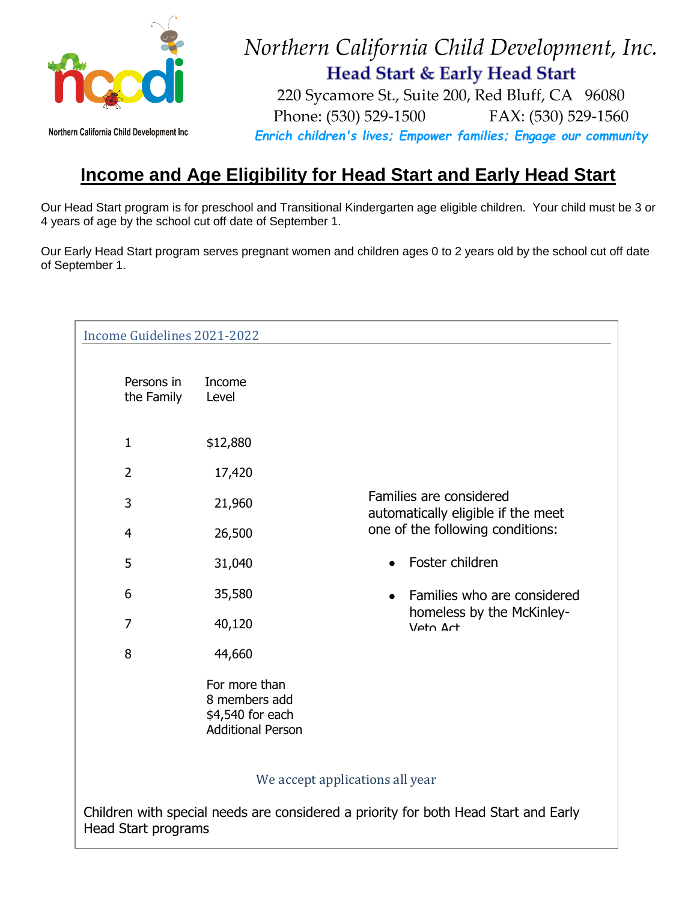Northern California Child Development Inc.

# *Northern California Child Development, Inc.*

## Head Start & Early Head Start

220 Sycamore St., Suite 200, Red Bluff, CA 96080
Phone: (530) 529-1500 FAX: (530) 529-1560

***Enrich children's lives; Empower families; Engage our community***

## Income and Age Eligibility for Head Start and Early Head Start

Our Head Start program is for preschool and Transitional Kindergarten age eligible children. Your child must be 3 or 4 years of age by the school cut off date of September 1.

Our Early Head Start program serves pregnant women and children ages 0 to 2 years old by the school cut off date of September 1.

### Income Guidelines 2021-2022

| Persons in the Family | Income Level |
|---|---|
| 1 | $12,880 |
| 2 | 17,420 |
| 3 | 21,960 |
| 4 | 26,500 |
| 5 | 31,040 |
| 6 | 35,580 |
| 7 | 40,120 |
| 8 | 44,660 |
| | For more than 8 members add $4,540 for each Additional Person |

Families are considered automatically eligible if the meet one of the following conditions:

- Foster children
- Families who are considered homeless by the McKinley-Veto Act

We accept applications all year

Children with special needs are considered a priority for both Head Start and Early Head Start programs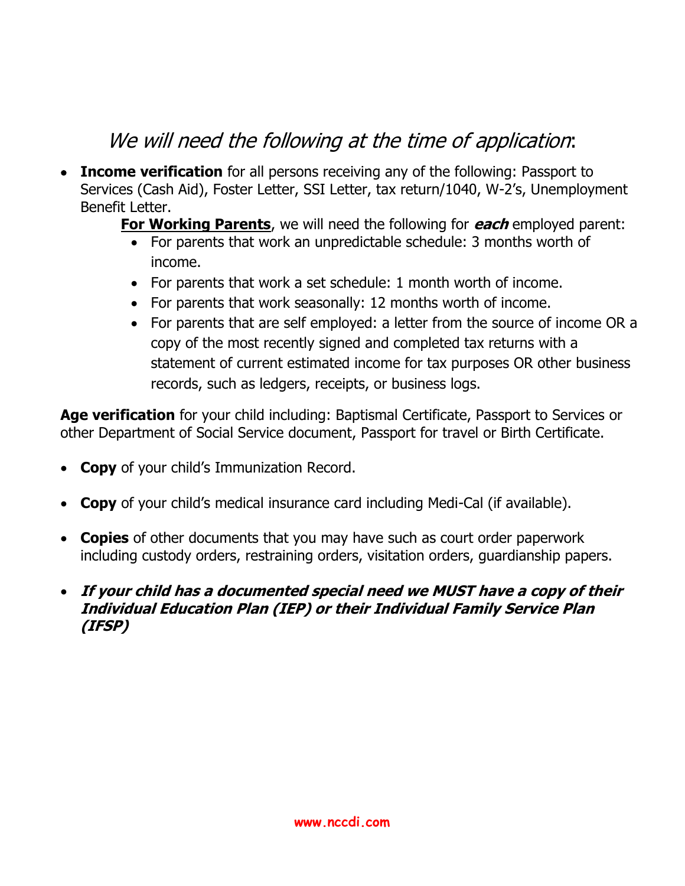## *We will need the following at the time of application*:

- **Income verification** for all persons receiving any of the following: Passport to Services (Cash Aid), Foster Letter, SSI Letter, tax return/1040, W-2's, Unemployment Benefit Letter.

  **For Working Parents**, we will need the following for ***each*** employed parent:
  - For parents that work an unpredictable schedule: 3 months worth of income.
  - For parents that work a set schedule: 1 month worth of income.
  - For parents that work seasonally: 12 months worth of income.
  - For parents that are self employed: a letter from the source of income OR a copy of the most recently signed and completed tax returns with a statement of current estimated income for tax purposes OR other business records, such as ledgers, receipts, or business logs.

**Age verification** for your child including: Baptismal Certificate, Passport to Services or other Department of Social Service document, Passport for travel or Birth Certificate.

- **Copy** of your child's Immunization Record.
- **Copy** of your child's medical insurance card including Medi-Cal (if available).
- **Copies** of other documents that you may have such as court order paperwork including custody orders, restraining orders, visitation orders, guardianship papers.
- ***If your child has a documented special need we MUST have a copy of their Individual Education Plan (IEP) or their Individual Family Service Plan (IFSP)***

**www.nccdi.com**